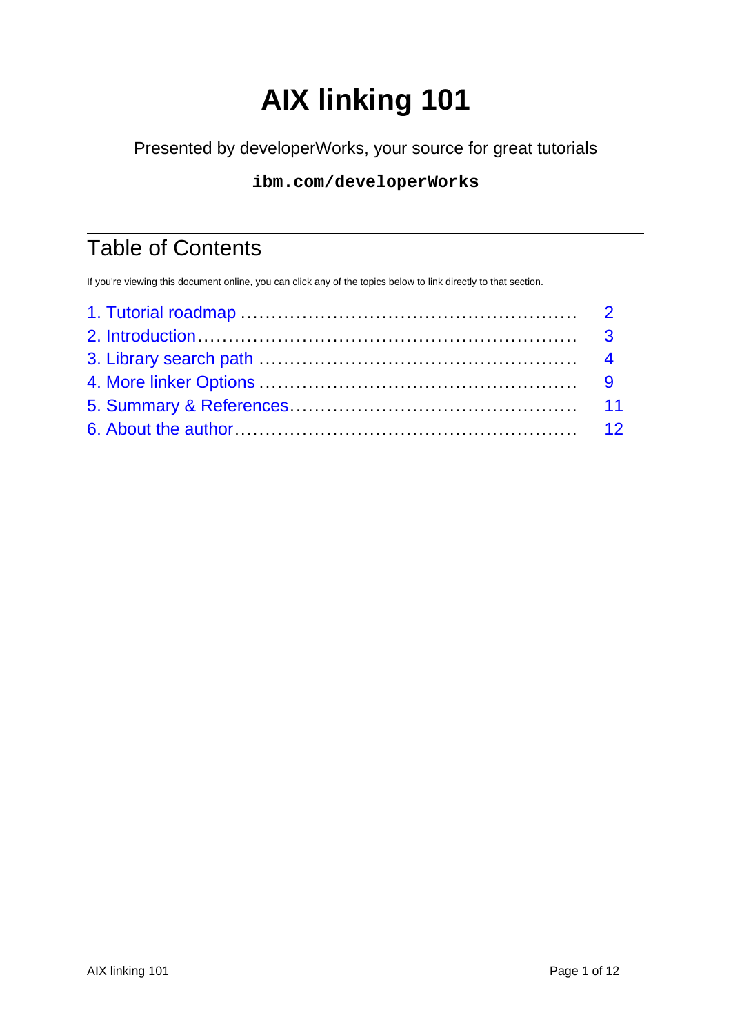# AIX linking 101

Presented by developerWorks, your source for great tutorials

**`ibm.com/developerWorks`**

## Table of Contents

If you're viewing this document online, you can click any of the topics below to link directly to that section.

1. Tutorial roadmap .................................................... 2
2. Introduction.......................................................... 3
3. Library search path ................................................ 4
4. More linker Options ................................................ 9
5. Summary & References........................................... 11
6. About the author.................................................... 12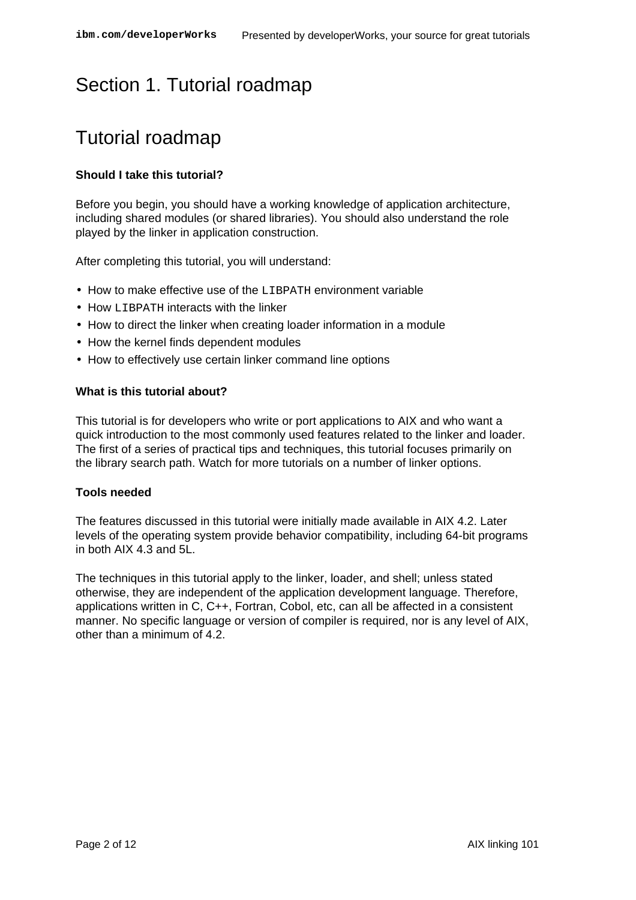# Section 1. Tutorial roadmap

## Tutorial roadmap

**Should I take this tutorial?**

Before you begin, you should have a working knowledge of application architecture, including shared modules (or shared libraries). You should also understand the role played by the linker in application construction.

After completing this tutorial, you will understand:

- How to make effective use of the `LIBPATH` environment variable
- How `LIBPATH` interacts with the linker
- How to direct the linker when creating loader information in a module
- How the kernel finds dependent modules
- How to effectively use certain linker command line options

**What is this tutorial about?**

This tutorial is for developers who write or port applications to AIX and who want a quick introduction to the most commonly used features related to the linker and loader. The first of a series of practical tips and techniques, this tutorial focuses primarily on the library search path. Watch for more tutorials on a number of linker options.

**Tools needed**

The features discussed in this tutorial were initially made available in AIX 4.2. Later levels of the operating system provide behavior compatibility, including 64-bit programs in both AIX 4.3 and 5L.

The techniques in this tutorial apply to the linker, loader, and shell; unless stated otherwise, they are independent of the application development language. Therefore, applications written in C, C++, Fortran, Cobol, etc, can all be affected in a consistent manner. No specific language or version of compiler is required, nor is any level of AIX, other than a minimum of 4.2.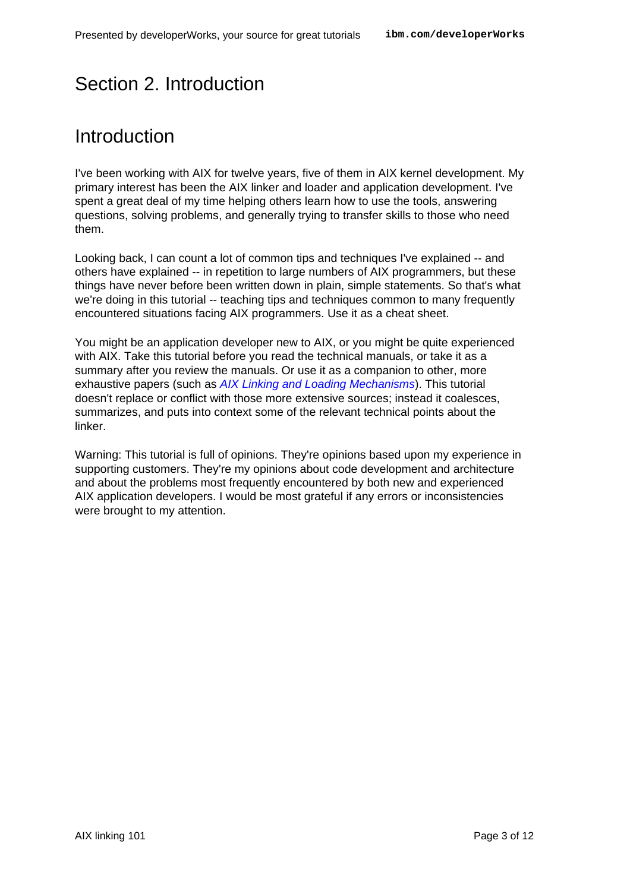# Section 2. Introduction

## Introduction

I've been working with AIX for twelve years, five of them in AIX kernel development. My primary interest has been the AIX linker and loader and application development. I've spent a great deal of my time helping others learn how to use the tools, answering questions, solving problems, and generally trying to transfer skills to those who need them.

Looking back, I can count a lot of common tips and techniques I've explained -- and others have explained -- in repetition to large numbers of AIX programmers, but these things have never before been written down in plain, simple statements. So that's what we're doing in this tutorial -- teaching tips and techniques common to many frequently encountered situations facing AIX programmers. Use it as a cheat sheet.

You might be an application developer new to AIX, or you might be quite experienced with AIX. Take this tutorial before you read the technical manuals, or take it as a summary after you review the manuals. Or use it as a companion to other, more exhaustive papers (such as *AIX Linking and Loading Mechanisms*). This tutorial doesn't replace or conflict with those more extensive sources; instead it coalesces, summarizes, and puts into context some of the relevant technical points about the linker.

Warning: This tutorial is full of opinions. They're opinions based upon my experience in supporting customers. They're my opinions about code development and architecture and about the problems most frequently encountered by both new and experienced AIX application developers. I would be most grateful if any errors or inconsistencies were brought to my attention.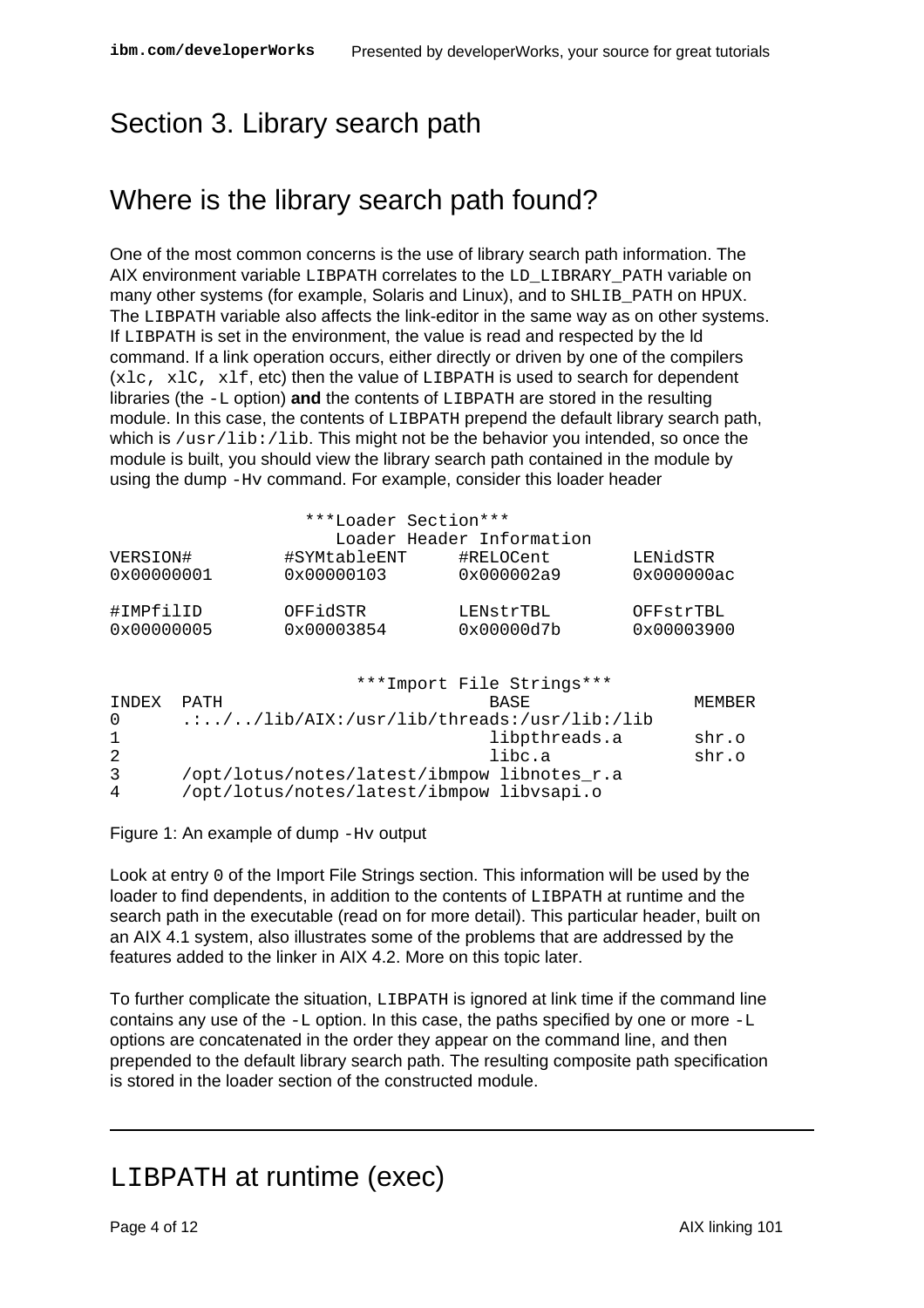## Section 3. Library search path

### Where is the library search path found?

One of the most common concerns is the use of library search path information. The AIX environment variable `LIBPATH` correlates to the `LD_LIBRARY_PATH` variable on many other systems (for example, Solaris and Linux), and to `SHLIB_PATH` on `HPUX`. The `LIBPATH` variable also affects the link-editor in the same way as on other systems. If `LIBPATH` is set in the environment, the value is read and respected by the ld command. If a link operation occurs, either directly or driven by one of the compilers (`xlc, xlC, xlf`, etc) then the value of `LIBPATH` is used to search for dependent libraries (the `-L` option) **and** the contents of `LIBPATH` are stored in the resulting module. In this case, the contents of `LIBPATH` prepend the default library search path, which is `/usr/lib:/lib`. This might not be the behavior you intended, so once the module is built, you should view the library search path contained in the module by using the dump `-Hv` command. For example, consider this loader header

```
                        ***Loader Section***
                            Loader Header Information
VERSION#           #SYMtableENT      #RELOCent         LENidSTR
0x00000001         0x00000103        0x000002a9        0x000000ac

#IMPfilID          OFFidSTR          LENstrTBL         OFFstrTBL
0x00000005         0x00003854        0x00000d7b        0x00003900


                            ***Import File Strings***
INDEX  PATH                             BASE            MEMBER
0      .:../../lib/AIX:/usr/lib/threads:/usr/lib:/lib
1                                       libpthreads.a     shr.o
2                                       libc.a            shr.o
3      /opt/lotus/notes/latest/ibmpow libnotes_r.a
4      /opt/lotus/notes/latest/ibmpow libvsapi.o
```

Figure 1: An example of dump `-Hv` output

Look at entry `0` of the Import File Strings section. This information will be used by the loader to find dependents, in addition to the contents of `LIBPATH` at runtime and the search path in the executable (read on for more detail). This particular header, built on an AIX 4.1 system, also illustrates some of the problems that are addressed by the features added to the linker in AIX 4.2. More on this topic later.

To further complicate the situation, `LIBPATH` is ignored at link time if the command line contains any use of the `-L` option. In this case, the paths specified by one or more `-L` options are concatenated in the order they appear on the command line, and then prepended to the default library search path. The resulting composite path specification is stored in the loader section of the constructed module.

### `LIBPATH` at runtime (exec)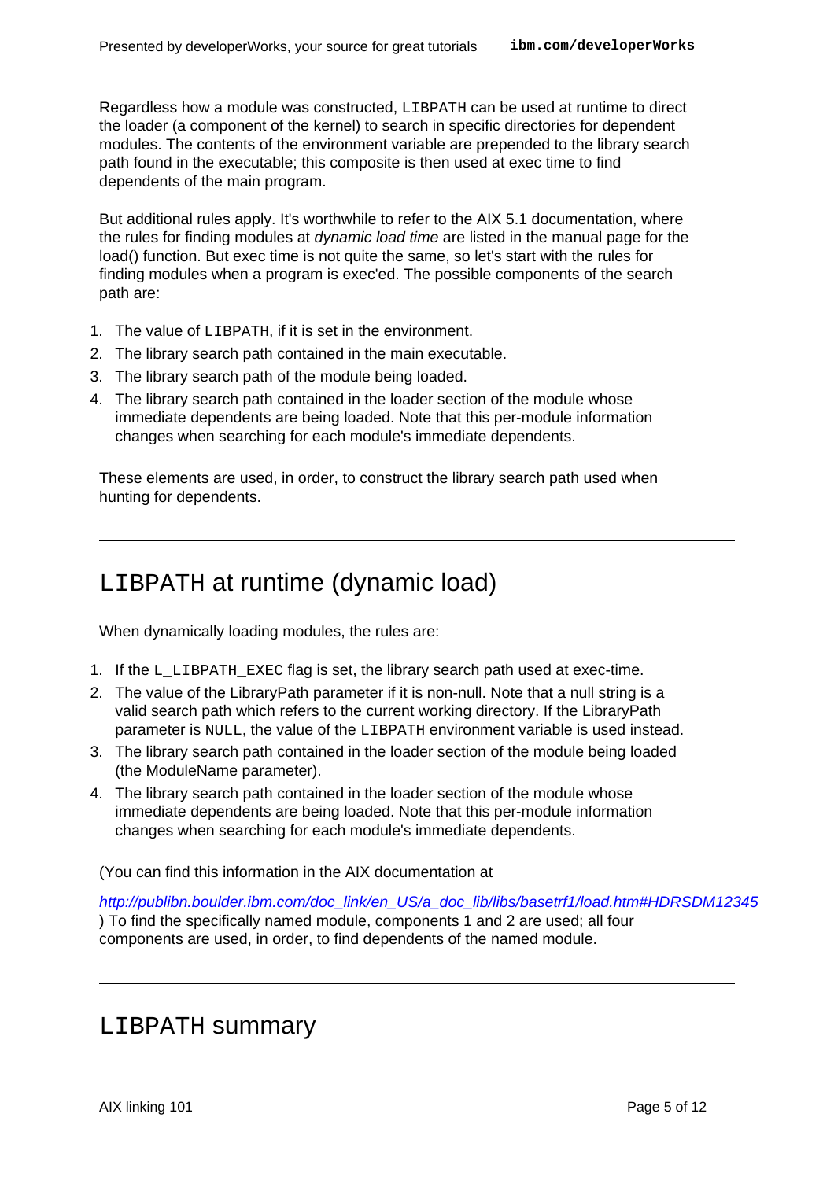Regardless how a module was constructed, `LIBPATH` can be used at runtime to direct the loader (a component of the kernel) to search in specific directories for dependent modules. The contents of the environment variable are prepended to the library search path found in the executable; this composite is then used at exec time to find dependents of the main program.

But additional rules apply. It's worthwhile to refer to the AIX 5.1 documentation, where the rules for finding modules at *dynamic load time* are listed in the manual page for the load() function. But exec time is not quite the same, so let's start with the rules for finding modules when a program is exec'ed. The possible components of the search path are:

1. The value of `LIBPATH`, if it is set in the environment.
2. The library search path contained in the main executable.
3. The library search path of the module being loaded.
4. The library search path contained in the loader section of the module whose immediate dependents are being loaded. Note that this per-module information changes when searching for each module's immediate dependents.

These elements are used, in order, to construct the library search path used when hunting for dependents.

## `LIBPATH` at runtime (dynamic load)

When dynamically loading modules, the rules are:

1. If the `L_LIBPATH_EXEC` flag is set, the library search path used at exec-time.
2. The value of the LibraryPath parameter if it is non-null. Note that a null string is a valid search path which refers to the current working directory. If the LibraryPath parameter is `NULL`, the value of the `LIBPATH` environment variable is used instead.
3. The library search path contained in the loader section of the module being loaded (the ModuleName parameter).
4. The library search path contained in the loader section of the module whose immediate dependents are being loaded. Note that this per-module information changes when searching for each module's immediate dependents.

(You can find this information in the AIX documentation at

*http://publibn.boulder.ibm.com/doc_link/en_US/a_doc_lib/libs/basetrf1/load.htm#HDRSDM12345*
) To find the specifically named module, components 1 and 2 are used; all four components are used, in order, to find dependents of the named module.

## `LIBPATH` summary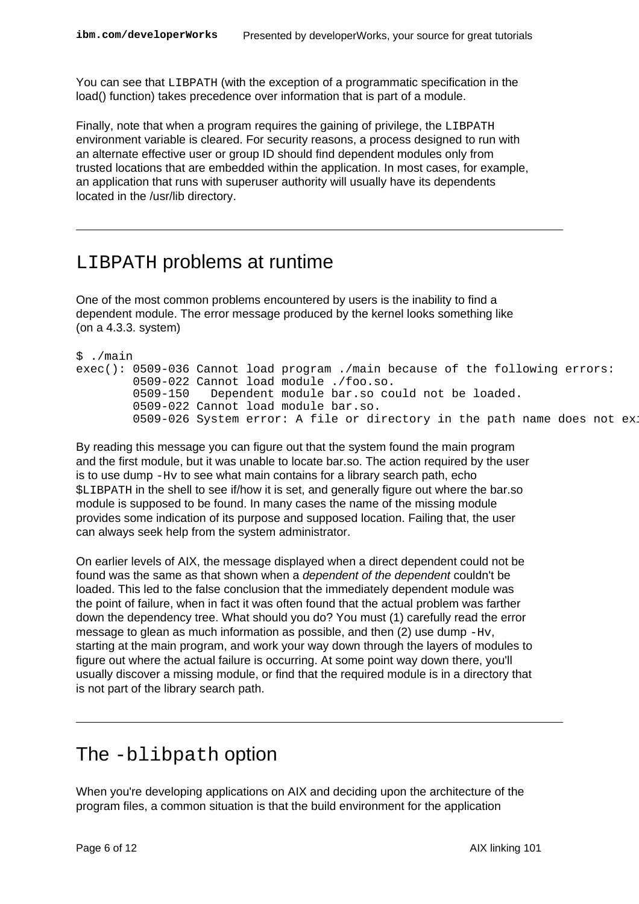You can see that `LIBPATH` (with the exception of a programmatic specification in the load() function) takes precedence over information that is part of a module.

Finally, note that when a program requires the gaining of privilege, the `LIBPATH` environment variable is cleared. For security reasons, a process designed to run with an alternate effective user or group ID should find dependent modules only from trusted locations that are embedded within the application. In most cases, for example, an application that runs with superuser authority will usually have its dependents located in the /usr/lib directory.

## `LIBPATH` problems at runtime

One of the most common problems encountered by users is the inability to find a dependent module. The error message produced by the kernel looks something like (on a 4.3.3. system)

```
$ ./main
exec(): 0509-036 Cannot load program ./main because of the following errors:
        0509-022 Cannot load module ./foo.so.
        0509-150   Dependent module bar.so could not be loaded.
        0509-022 Cannot load module bar.so.
        0509-026 System error: A file or directory in the path name does not exi
```

By reading this message you can figure out that the system found the main program and the first module, but it was unable to locate bar.so. The action required by the user is to use dump `-Hv` to see what main contains for a library search path, echo `$LIBPATH` in the shell to see if/how it is set, and generally figure out where the bar.so module is supposed to be found. In many cases the name of the missing module provides some indication of its purpose and supposed location. Failing that, the user can always seek help from the system administrator.

On earlier levels of AIX, the message displayed when a direct dependent could not be found was the same as that shown when a *dependent of the dependent* couldn't be loaded. This led to the false conclusion that the immediately dependent module was the point of failure, when in fact it was often found that the actual problem was farther down the dependency tree. What should you do? You must (1) carefully read the error message to glean as much information as possible, and then (2) use dump `-Hv`, starting at the main program, and work your way down through the layers of modules to figure out where the actual failure is occurring. At some point way down there, you'll usually discover a missing module, or find that the required module is in a directory that is not part of the library search path.

## The `-blibpath` option

When you're developing applications on AIX and deciding upon the architecture of the program files, a common situation is that the build environment for the application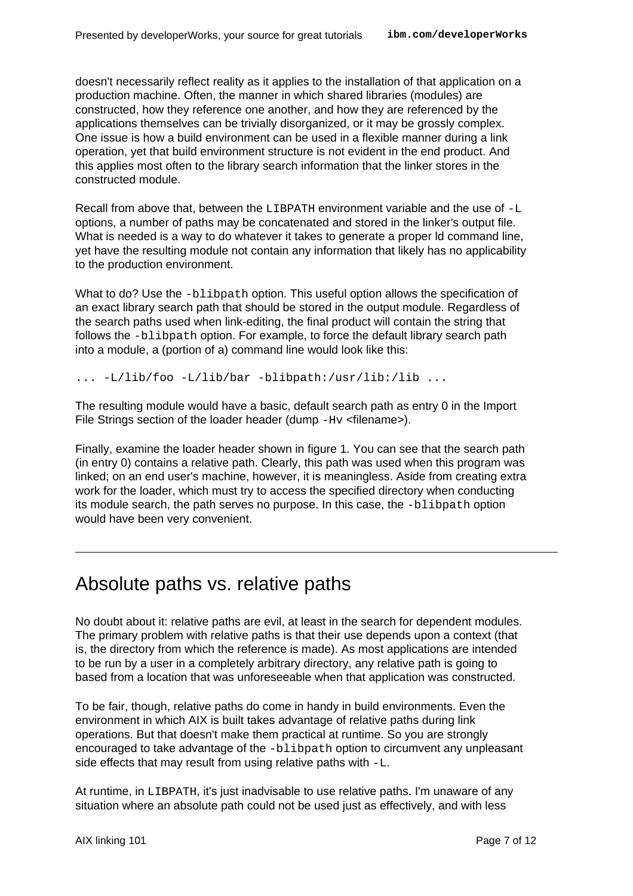doesn't necessarily reflect reality as it applies to the installation of that application on a production machine. Often, the manner in which shared libraries (modules) are constructed, how they reference one another, and how they are referenced by the applications themselves can be trivially disorganized, or it may be grossly complex. One issue is how a build environment can be used in a flexible manner during a link operation, yet that build environment structure is not evident in the end product. And this applies most often to the library search information that the linker stores in the constructed module.

Recall from above that, between the `LIBPATH` environment variable and the use of `-L` options, a number of paths may be concatenated and stored in the linker's output file. What is needed is a way to do whatever it takes to generate a proper ld command line, yet have the resulting module not contain any information that likely has no applicability to the production environment.

What to do? Use the `-blibpath` option. This useful option allows the specification of an exact library search path that should be stored in the output module. Regardless of the search paths used when link-editing, the final product will contain the string that follows the `-blibpath` option. For example, to force the default library search path into a module, a (portion of a) command line would look like this:

```
... -L/lib/foo -L/lib/bar -blibpath:/usr/lib:/lib ...
```

The resulting module would have a basic, default search path as entry 0 in the Import File Strings section of the loader header (dump `-Hv` <filename>).

Finally, examine the loader header shown in figure 1. You can see that the search path (in entry 0) contains a relative path. Clearly, this path was used when this program was linked; on an end user's machine, however, it is meaningless. Aside from creating extra work for the loader, which must try to access the specified directory when conducting its module search, the path serves no purpose. In this case, the `-blibpath` option would have been very convenient.

## Absolute paths vs. relative paths

No doubt about it: relative paths are evil, at least in the search for dependent modules. The primary problem with relative paths is that their use depends upon a context (that is, the directory from which the reference is made). As most applications are intended to be run by a user in a completely arbitrary directory, any relative path is going to based from a location that was unforeseeable when that application was constructed.

To be fair, though, relative paths do come in handy in build environments. Even the environment in which AIX is built takes advantage of relative paths during link operations. But that doesn't make them practical at runtime. So you are strongly encouraged to take advantage of the `-blibpath` option to circumvent any unpleasant side effects that may result from using relative paths with `-L`.

At runtime, in `LIBPATH`, it's just inadvisable to use relative paths. I'm unaware of any situation where an absolute path could not be used just as effectively, and with less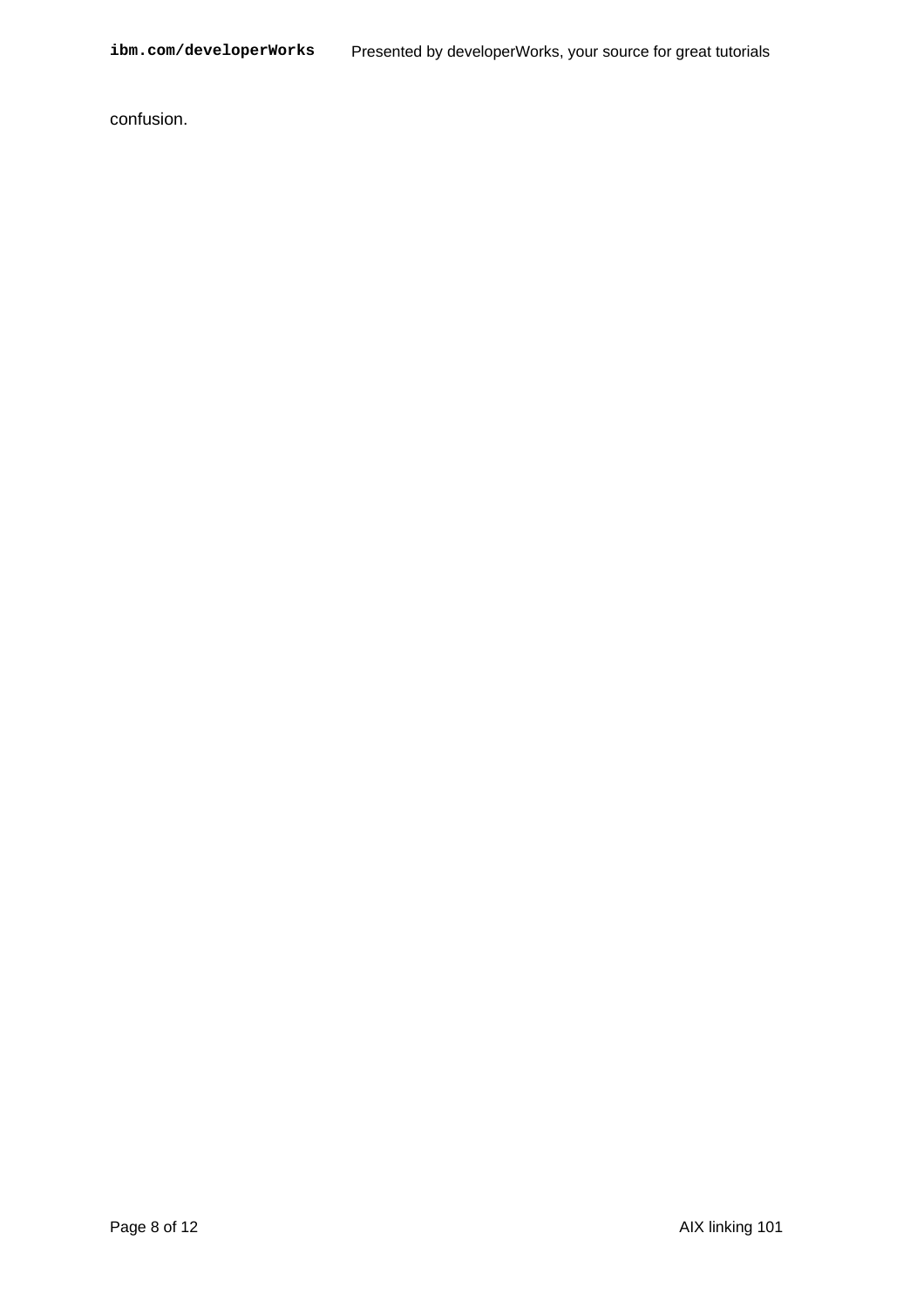confusion.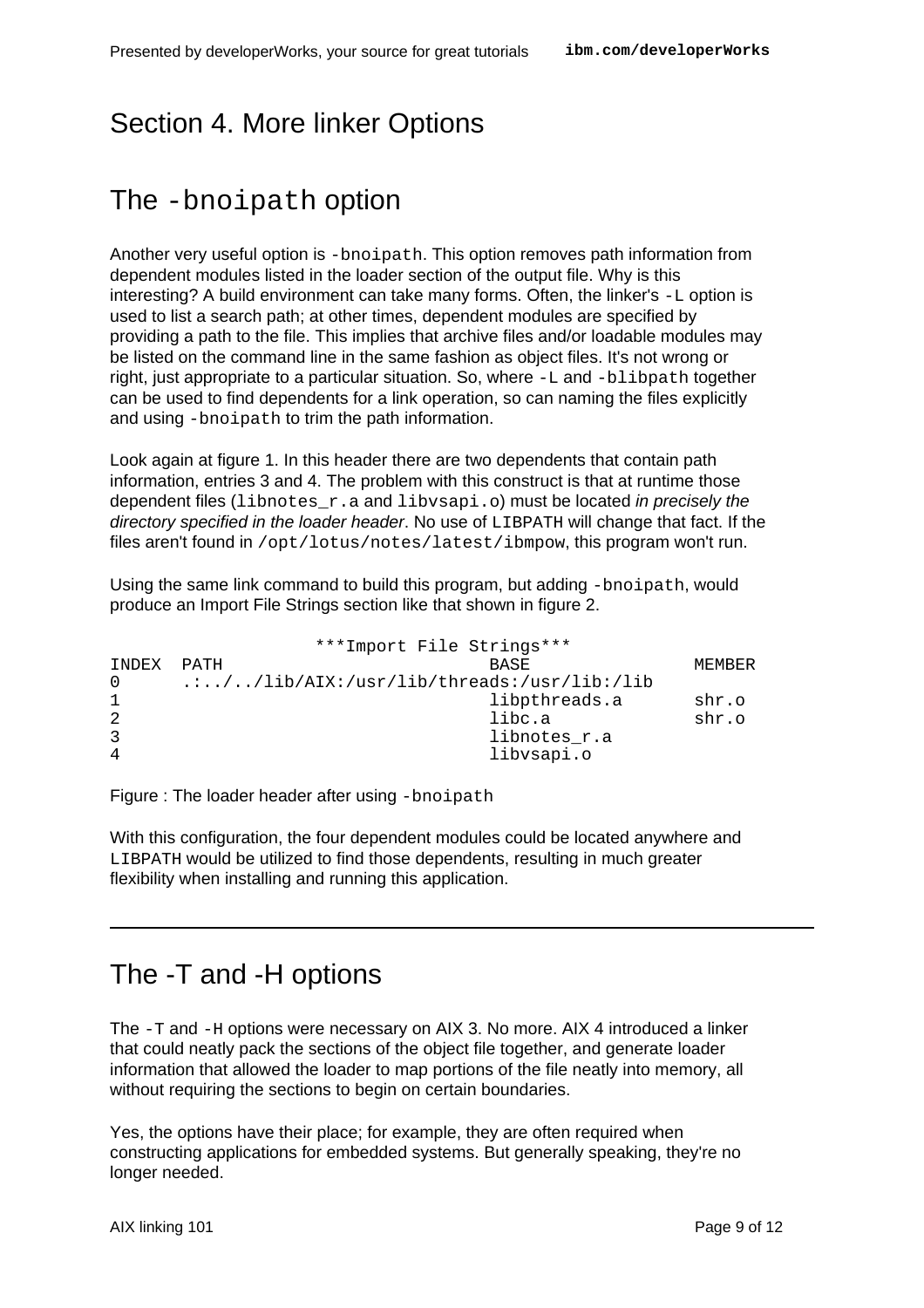# Section 4. More linker Options

## The `-bnoipath` option

Another very useful option is `-bnoipath`. This option removes path information from dependent modules listed in the loader section of the output file. Why is this interesting? A build environment can take many forms. Often, the linker's `-L` option is used to list a search path; at other times, dependent modules are specified by providing a path to the file. This implies that archive files and/or loadable modules may be listed on the command line in the same fashion as object files. It's not wrong or right, just appropriate to a particular situation. So, where `-L` and `-blibpath` together can be used to find dependents for a link operation, so can naming the files explicitly and using `-bnoipath` to trim the path information.

Look again at figure 1. In this header there are two dependents that contain path information, entries 3 and 4. The problem with this construct is that at runtime those dependent files (`libnotes_r.a` and `libvsapi.o`) must be located *in precisely the directory specified in the loader header*. No use of `LIBPATH` will change that fact. If the files aren't found in `/opt/lotus/notes/latest/ibmpow`, this program won't run.

Using the same link command to build this program, but adding `-bnoipath`, would produce an Import File Strings section like that shown in figure 2.

```
                     ***Import File Strings***
INDEX  PATH                          BASE              MEMBER
0      .:../../lib/AIX:/usr/lib/threads:/usr/lib:/lib
1                                    libpthreads.a     shr.o
2                                    libc.a            shr.o
3                                    libnotes_r.a
4                                    libvsapi.o
```

Figure : The loader header after using `-bnoipath`

With this configuration, the four dependent modules could be located anywhere and `LIBPATH` would be utilized to find those dependents, resulting in much greater flexibility when installing and running this application.

## The -T and -H options

The `-T` and `-H` options were necessary on AIX 3. No more. AIX 4 introduced a linker that could neatly pack the sections of the object file together, and generate loader information that allowed the loader to map portions of the file neatly into memory, all without requiring the sections to begin on certain boundaries.

Yes, the options have their place; for example, they are often required when constructing applications for embedded systems. But generally speaking, they're no longer needed.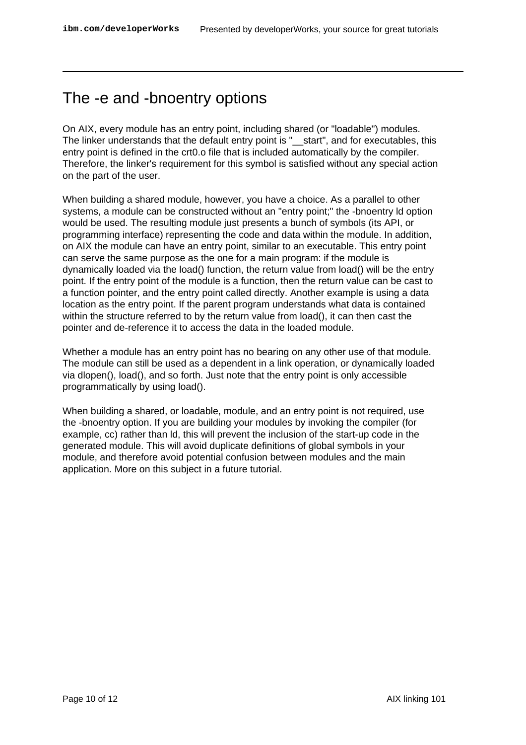## The -e and -bnoentry options

On AIX, every module has an entry point, including shared (or "loadable") modules. The linker understands that the default entry point is "__start", and for executables, this entry point is defined in the crt0.o file that is included automatically by the compiler. Therefore, the linker's requirement for this symbol is satisfied without any special action on the part of the user.

When building a shared module, however, you have a choice. As a parallel to other systems, a module can be constructed without an "entry point;" the -bnoentry ld option would be used. The resulting module just presents a bunch of symbols (its API, or programming interface) representing the code and data within the module. In addition, on AIX the module can have an entry point, similar to an executable. This entry point can serve the same purpose as the one for a main program: if the module is dynamically loaded via the load() function, the return value from load() will be the entry point. If the entry point of the module is a function, then the return value can be cast to a function pointer, and the entry point called directly. Another example is using a data location as the entry point. If the parent program understands what data is contained within the structure referred to by the return value from load(), it can then cast the pointer and de-reference it to access the data in the loaded module.

Whether a module has an entry point has no bearing on any other use of that module. The module can still be used as a dependent in a link operation, or dynamically loaded via dlopen(), load(), and so forth. Just note that the entry point is only accessible programmatically by using load().

When building a shared, or loadable, module, and an entry point is not required, use the -bnoentry option. If you are building your modules by invoking the compiler (for example, cc) rather than ld, this will prevent the inclusion of the start-up code in the generated module. This will avoid duplicate definitions of global symbols in your module, and therefore avoid potential confusion between modules and the main application. More on this subject in a future tutorial.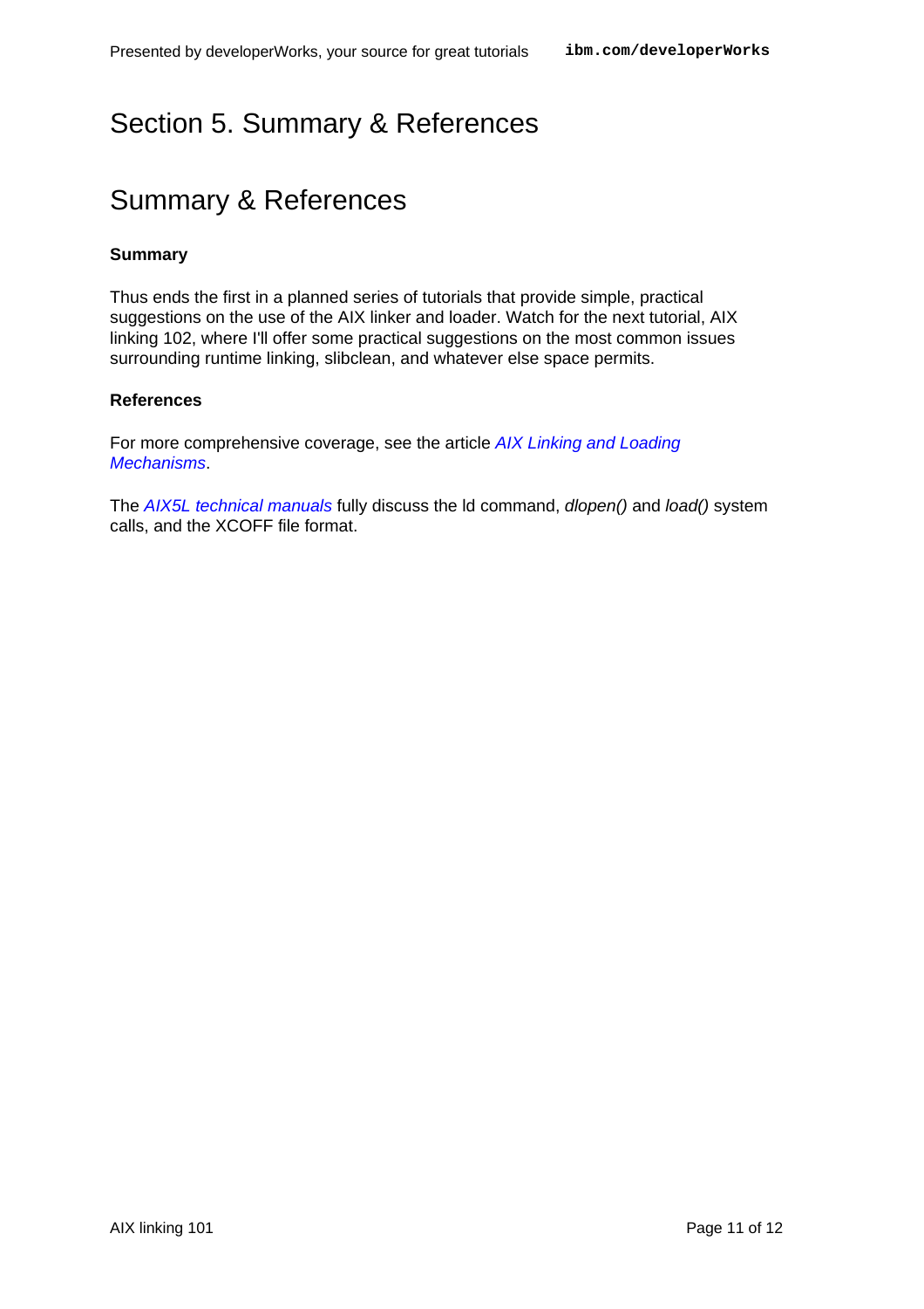# Section 5. Summary & References

## Summary & References

### Summary

Thus ends the first in a planned series of tutorials that provide simple, practical suggestions on the use of the AIX linker and loader. Watch for the next tutorial, AIX linking 102, where I'll offer some practical suggestions on the most common issues surrounding runtime linking, slibclean, and whatever else space permits.

### References

For more comprehensive coverage, see the article *AIX Linking and Loading Mechanisms*.

The *AIX5L technical manuals* fully discuss the ld command, *dlopen()* and *load()* system calls, and the XCOFF file format.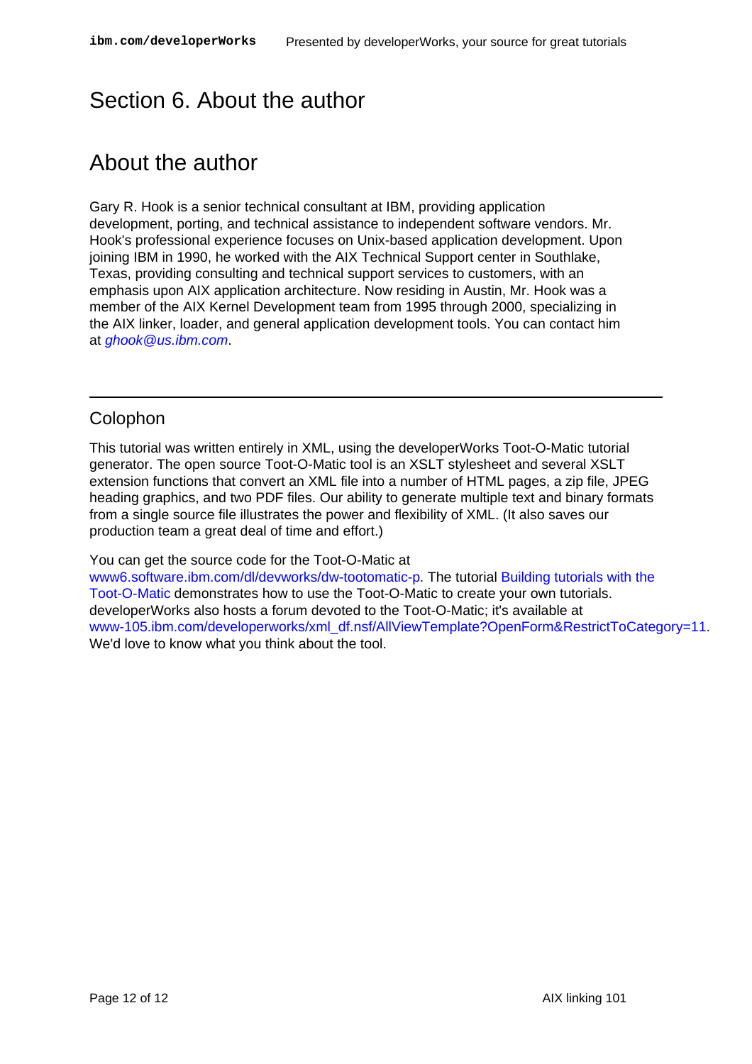# Section 6. About the author

## About the author

Gary R. Hook is a senior technical consultant at IBM, providing application development, porting, and technical assistance to independent software vendors. Mr. Hook's professional experience focuses on Unix-based application development. Upon joining IBM in 1990, he worked with the AIX Technical Support center in Southlake, Texas, providing consulting and technical support services to customers, with an emphasis upon AIX application architecture. Now residing in Austin, Mr. Hook was a member of the AIX Kernel Development team from 1995 through 2000, specializing in the AIX linker, loader, and general application development tools. You can contact him at *ghook@us.ibm.com*.

---

### Colophon

This tutorial was written entirely in XML, using the developerWorks Toot-O-Matic tutorial generator. The open source Toot-O-Matic tool is an XSLT stylesheet and several XSLT extension functions that convert an XML file into a number of HTML pages, a zip file, JPEG heading graphics, and two PDF files. Our ability to generate multiple text and binary formats from a single source file illustrates the power and flexibility of XML. (It also saves our production team a great deal of time and effort.)

You can get the source code for the Toot-O-Matic at www6.software.ibm.com/dl/devworks/dw-tootomatic-p. The tutorial Building tutorials with the Toot-O-Matic demonstrates how to use the Toot-O-Matic to create your own tutorials. developerWorks also hosts a forum devoted to the Toot-O-Matic; it's available at www-105.ibm.com/developerworks/xml_df.nsf/AllViewTemplate?OpenForm&RestrictToCategory=11. We'd love to know what you think about the tool.